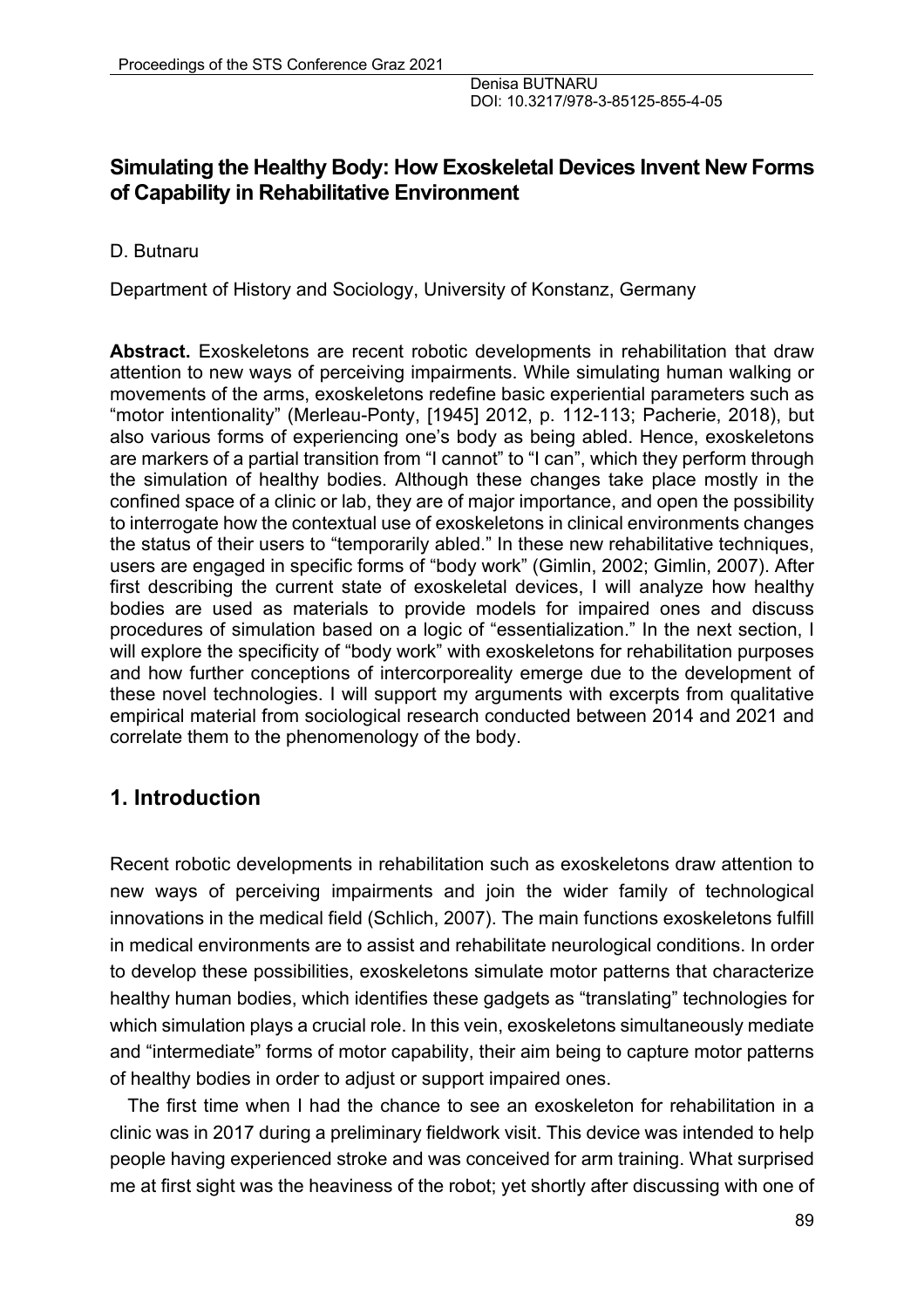Denisa BUTNARU
DOI: 10.3217/978-3-85125-855-4-05

# Simulating the Healthy Body: How Exoskeletal Devices Invent New Forms of Capability in Rehabilitative Environment

D. Butnaru

Department of History and Sociology, University of Konstanz, Germany

**Abstract.** Exoskeletons are recent robotic developments in rehabilitation that draw attention to new ways of perceiving impairments. While simulating human walking or movements of the arms, exoskeletons redefine basic experiential parameters such as "motor intentionality" (Merleau-Ponty, [1945] 2012, p. 112-113; Pacherie, 2018), but also various forms of experiencing one's body as being abled. Hence, exoskeletons are markers of a partial transition from "I cannot" to "I can", which they perform through the simulation of healthy bodies. Although these changes take place mostly in the confined space of a clinic or lab, they are of major importance, and open the possibility to interrogate how the contextual use of exoskeletons in clinical environments changes the status of their users to "temporarily abled." In these new rehabilitative techniques, users are engaged in specific forms of "body work" (Gimlin, 2002; Gimlin, 2007). After first describing the current state of exoskeletal devices, I will analyze how healthy bodies are used as materials to provide models for impaired ones and discuss procedures of simulation based on a logic of "essentialization." In the next section, I will explore the specificity of "body work" with exoskeletons for rehabilitation purposes and how further conceptions of intercorporeality emerge due to the development of these novel technologies. I will support my arguments with excerpts from qualitative empirical material from sociological research conducted between 2014 and 2021 and correlate them to the phenomenology of the body.

## 1. Introduction

Recent robotic developments in rehabilitation such as exoskeletons draw attention to new ways of perceiving impairments and join the wider family of technological innovations in the medical field (Schlich, 2007). The main functions exoskeletons fulfill in medical environments are to assist and rehabilitate neurological conditions. In order to develop these possibilities, exoskeletons simulate motor patterns that characterize healthy human bodies, which identifies these gadgets as "translating" technologies for which simulation plays a crucial role. In this vein, exoskeletons simultaneously mediate and "intermediate" forms of motor capability, their aim being to capture motor patterns of healthy bodies in order to adjust or support impaired ones.

The first time when I had the chance to see an exoskeleton for rehabilitation in a clinic was in 2017 during a preliminary fieldwork visit. This device was intended to help people having experienced stroke and was conceived for arm training. What surprised me at first sight was the heaviness of the robot; yet shortly after discussing with one of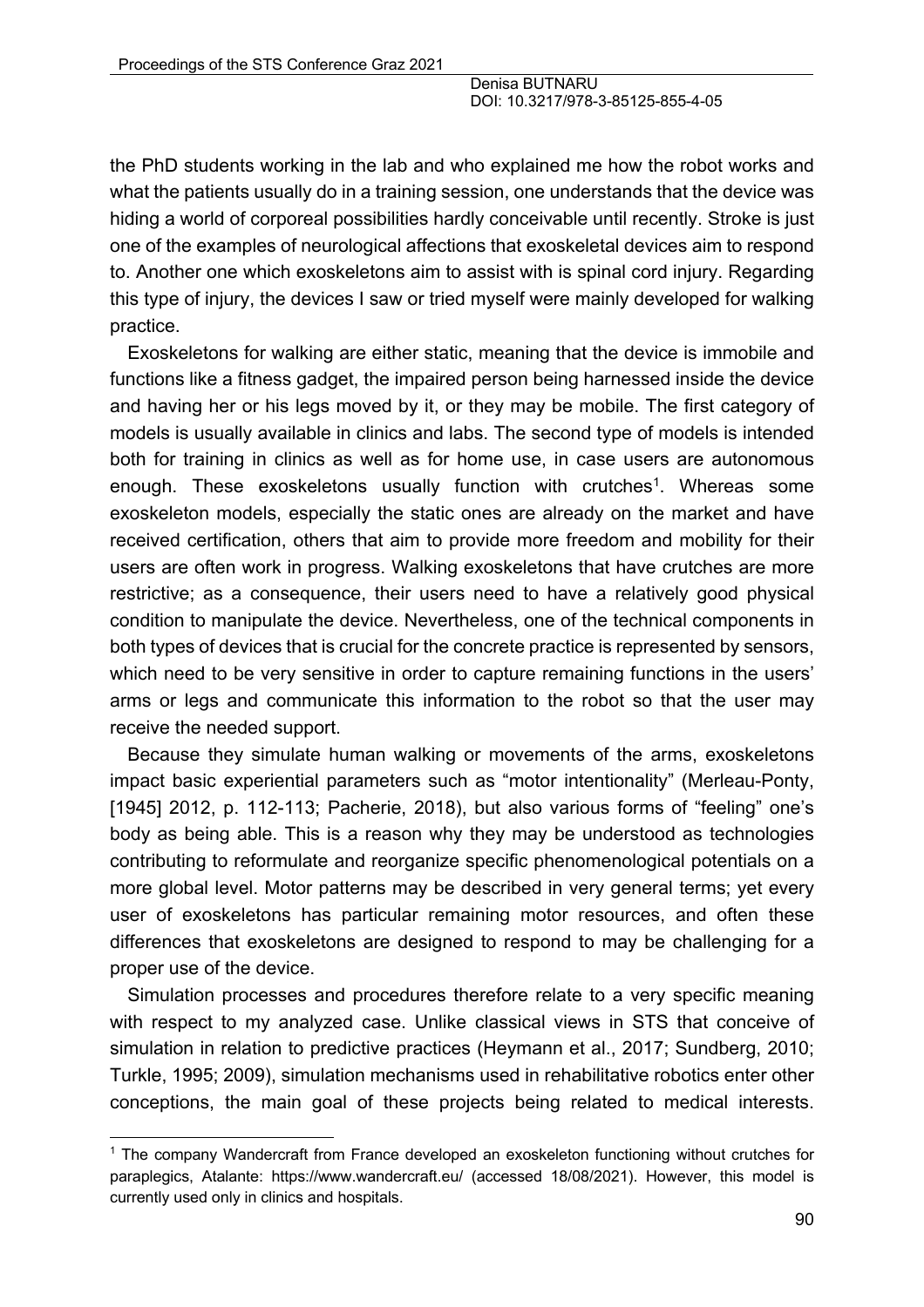the PhD students working in the lab and who explained me how the robot works and what the patients usually do in a training session, one understands that the device was hiding a world of corporeal possibilities hardly conceivable until recently. Stroke is just one of the examples of neurological affections that exoskeletal devices aim to respond to. Another one which exoskeletons aim to assist with is spinal cord injury. Regarding this type of injury, the devices I saw or tried myself were mainly developed for walking practice.

Exoskeletons for walking are either static, meaning that the device is immobile and functions like a fitness gadget, the impaired person being harnessed inside the device and having her or his legs moved by it, or they may be mobile. The first category of models is usually available in clinics and labs. The second type of models is intended both for training in clinics as well as for home use, in case users are autonomous enough. These exoskeletons usually function with crutches[1]. Whereas some exoskeleton models, especially the static ones are already on the market and have received certification, others that aim to provide more freedom and mobility for their users are often work in progress. Walking exoskeletons that have crutches are more restrictive; as a consequence, their users need to have a relatively good physical condition to manipulate the device. Nevertheless, one of the technical components in both types of devices that is crucial for the concrete practice is represented by sensors, which need to be very sensitive in order to capture remaining functions in the users' arms or legs and communicate this information to the robot so that the user may receive the needed support.

Because they simulate human walking or movements of the arms, exoskeletons impact basic experiential parameters such as "motor intentionality" (Merleau-Ponty, [1945] 2012, p. 112-113; Pacherie, 2018), but also various forms of "feeling" one's body as being able. This is a reason why they may be understood as technologies contributing to reformulate and reorganize specific phenomenological potentials on a more global level. Motor patterns may be described in very general terms; yet every user of exoskeletons has particular remaining motor resources, and often these differences that exoskeletons are designed to respond to may be challenging for a proper use of the device.

Simulation processes and procedures therefore relate to a very specific meaning with respect to my analyzed case. Unlike classical views in STS that conceive of simulation in relation to predictive practices (Heymann et al., 2017; Sundberg, 2010; Turkle, 1995; 2009), simulation mechanisms used in rehabilitative robotics enter other conceptions, the main goal of these projects being related to medical interests.

[1] The company Wandercraft from France developed an exoskeleton functioning without crutches for paraplegics, Atalante: https://www.wandercraft.eu/ (accessed 18/08/2021). However, this model is currently used only in clinics and hospitals.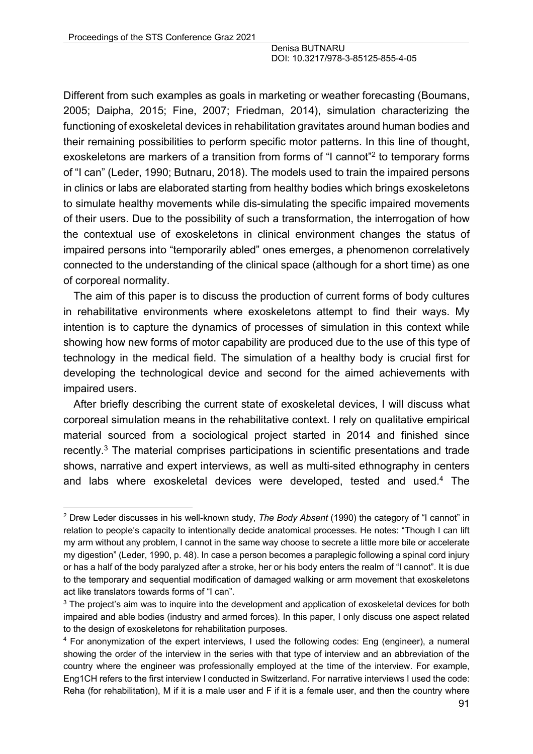Different from such examples as goals in marketing or weather forecasting (Boumans, 2005; Daipha, 2015; Fine, 2007; Friedman, 2014), simulation characterizing the functioning of exoskeletal devices in rehabilitation gravitates around human bodies and their remaining possibilities to perform specific motor patterns. In this line of thought, exoskeletons are markers of a transition from forms of "I cannot"[2] to temporary forms of "I can" (Leder, 1990; Butnaru, 2018). The models used to train the impaired persons in clinics or labs are elaborated starting from healthy bodies which brings exoskeletons to simulate healthy movements while dis-simulating the specific impaired movements of their users. Due to the possibility of such a transformation, the interrogation of how the contextual use of exoskeletons in clinical environment changes the status of impaired persons into "temporarily abled" ones emerges, a phenomenon correlatively connected to the understanding of the clinical space (although for a short time) as one of corporeal normality.

The aim of this paper is to discuss the production of current forms of body cultures in rehabilitative environments where exoskeletons attempt to find their ways. My intention is to capture the dynamics of processes of simulation in this context while showing how new forms of motor capability are produced due to the use of this type of technology in the medical field. The simulation of a healthy body is crucial first for developing the technological device and second for the aimed achievements with impaired users.

After briefly describing the current state of exoskeletal devices, I will discuss what corporeal simulation means in the rehabilitative context. I rely on qualitative empirical material sourced from a sociological project started in 2014 and finished since recently.[3] The material comprises participations in scientific presentations and trade shows, narrative and expert interviews, as well as multi-sited ethnography in centers and labs where exoskeletal devices were developed, tested and used.[4] The

---

[2] Drew Leder discusses in his well-known study, *The Body Absent* (1990) the category of "I cannot" in relation to people's capacity to intentionally decide anatomical processes. He notes: "Though I can lift my arm without any problem, I cannot in the same way choose to secrete a little more bile or accelerate my digestion" (Leder, 1990, p. 48). In case a person becomes a paraplegic following a spinal cord injury or has a half of the body paralyzed after a stroke, her or his body enters the realm of "I cannot". It is due to the temporary and sequential modification of damaged walking or arm movement that exoskeletons act like translators towards forms of "I can".

[3] The project's aim was to inquire into the development and application of exoskeletal devices for both impaired and able bodies (industry and armed forces). In this paper, I only discuss one aspect related to the design of exoskeletons for rehabilitation purposes.

[4] For anonymization of the expert interviews, I used the following codes: Eng (engineer), a numeral showing the order of the interview in the series with that type of interview and an abbreviation of the country where the engineer was professionally employed at the time of the interview. For example, Eng1CH refers to the first interview I conducted in Switzerland. For narrative interviews I used the code: Reha (for rehabilitation), M if it is a male user and F if it is a female user, and then the country where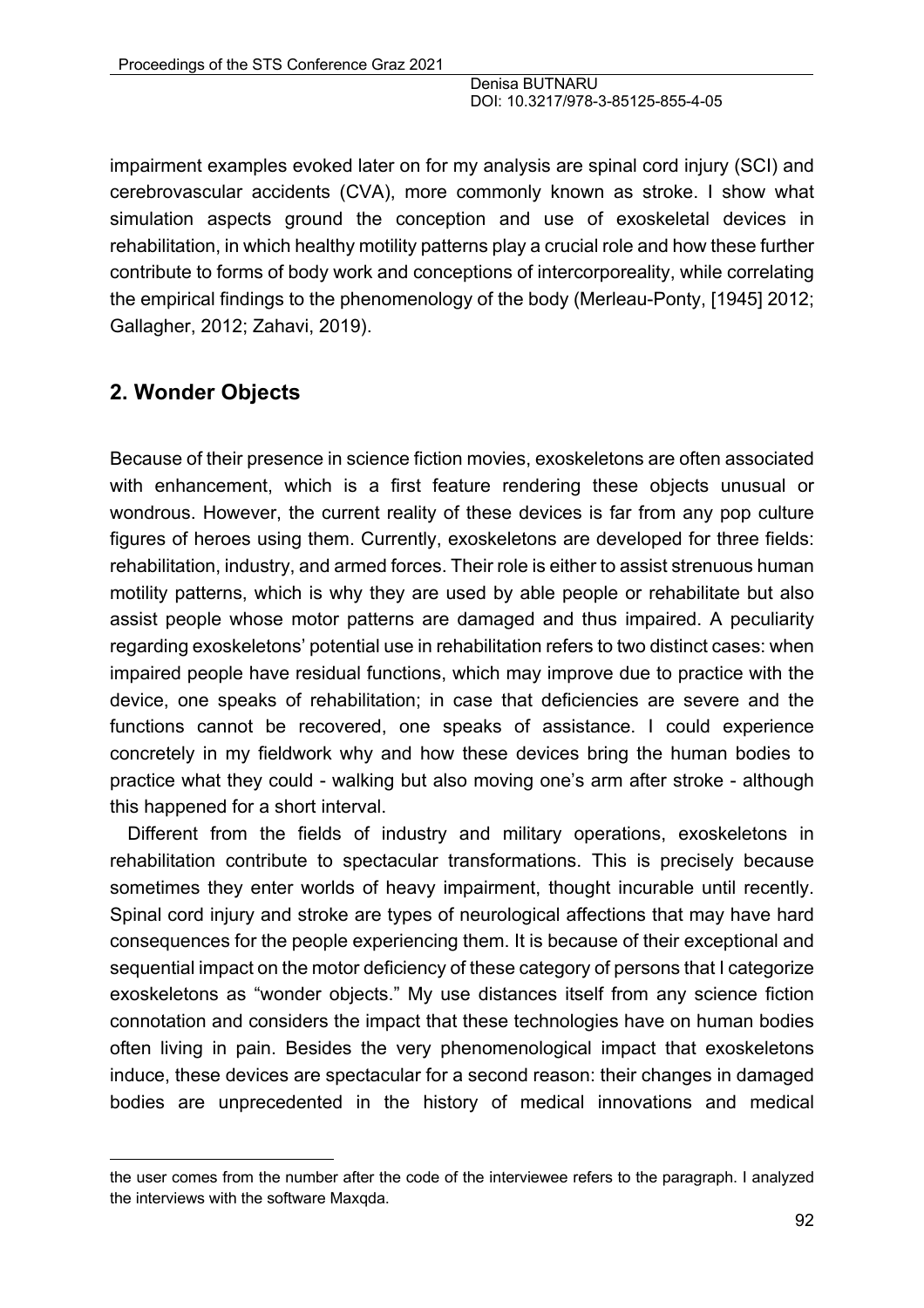impairment examples evoked later on for my analysis are spinal cord injury (SCI) and cerebrovascular accidents (CVA), more commonly known as stroke. I show what simulation aspects ground the conception and use of exoskeletal devices in rehabilitation, in which healthy motility patterns play a crucial role and how these further contribute to forms of body work and conceptions of intercorporeality, while correlating the empirical findings to the phenomenology of the body (Merleau-Ponty, [1945] 2012; Gallagher, 2012; Zahavi, 2019).

## 2. Wonder Objects

Because of their presence in science fiction movies, exoskeletons are often associated with enhancement, which is a first feature rendering these objects unusual or wondrous. However, the current reality of these devices is far from any pop culture figures of heroes using them. Currently, exoskeletons are developed for three fields: rehabilitation, industry, and armed forces. Their role is either to assist strenuous human motility patterns, which is why they are used by able people or rehabilitate but also assist people whose motor patterns are damaged and thus impaired. A peculiarity regarding exoskeletons' potential use in rehabilitation refers to two distinct cases: when impaired people have residual functions, which may improve due to practice with the device, one speaks of rehabilitation; in case that deficiencies are severe and the functions cannot be recovered, one speaks of assistance. I could experience concretely in my fieldwork why and how these devices bring the human bodies to practice what they could - walking but also moving one's arm after stroke - although this happened for a short interval.

Different from the fields of industry and military operations, exoskeletons in rehabilitation contribute to spectacular transformations. This is precisely because sometimes they enter worlds of heavy impairment, thought incurable until recently. Spinal cord injury and stroke are types of neurological affections that may have hard consequences for the people experiencing them. It is because of their exceptional and sequential impact on the motor deficiency of these category of persons that I categorize exoskeletons as "wonder objects." My use distances itself from any science fiction connotation and considers the impact that these technologies have on human bodies often living in pain. Besides the very phenomenological impact that exoskeletons induce, these devices are spectacular for a second reason: their changes in damaged bodies are unprecedented in the history of medical innovations and medical

---

the user comes from the number after the code of the interviewee refers to the paragraph. I analyzed the interviews with the software Maxqda.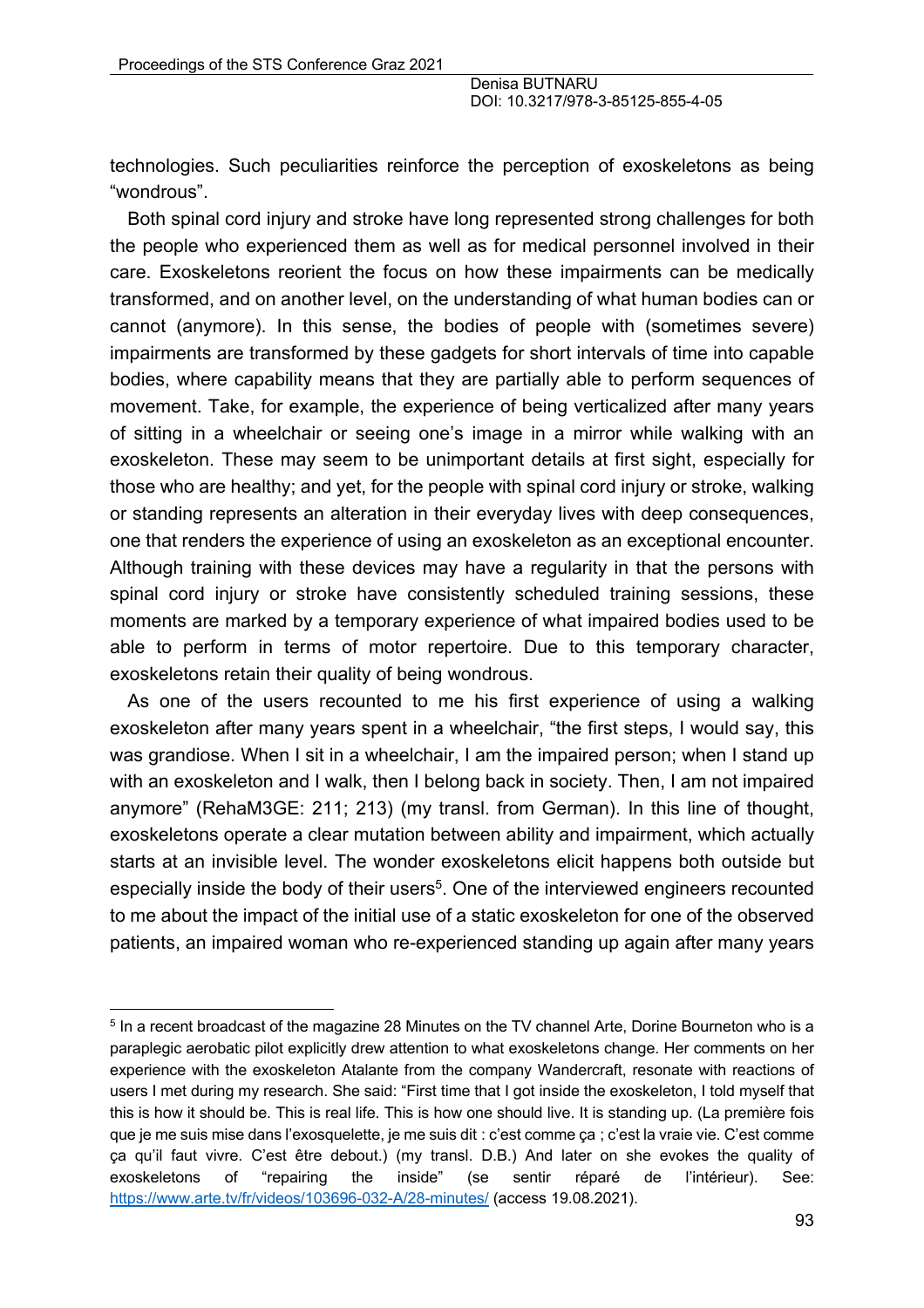technologies. Such peculiarities reinforce the perception of exoskeletons as being "wondrous".

Both spinal cord injury and stroke have long represented strong challenges for both the people who experienced them as well as for medical personnel involved in their care. Exoskeletons reorient the focus on how these impairments can be medically transformed, and on another level, on the understanding of what human bodies can or cannot (anymore). In this sense, the bodies of people with (sometimes severe) impairments are transformed by these gadgets for short intervals of time into capable bodies, where capability means that they are partially able to perform sequences of movement. Take, for example, the experience of being verticalized after many years of sitting in a wheelchair or seeing one's image in a mirror while walking with an exoskeleton. These may seem to be unimportant details at first sight, especially for those who are healthy; and yet, for the people with spinal cord injury or stroke, walking or standing represents an alteration in their everyday lives with deep consequences, one that renders the experience of using an exoskeleton as an exceptional encounter. Although training with these devices may have a regularity in that the persons with spinal cord injury or stroke have consistently scheduled training sessions, these moments are marked by a temporary experience of what impaired bodies used to be able to perform in terms of motor repertoire. Due to this temporary character, exoskeletons retain their quality of being wondrous.

As one of the users recounted to me his first experience of using a walking exoskeleton after many years spent in a wheelchair, "the first steps, I would say, this was grandiose. When I sit in a wheelchair, I am the impaired person; when I stand up with an exoskeleton and I walk, then I belong back in society. Then, I am not impaired anymore" (RehaM3GE: 211; 213) (my transl. from German). In this line of thought, exoskeletons operate a clear mutation between ability and impairment, which actually starts at an invisible level. The wonder exoskeletons elicit happens both outside but especially inside the body of their users[5]. One of the interviewed engineers recounted to me about the impact of the initial use of a static exoskeleton for one of the observed patients, an impaired woman who re-experienced standing up again after many years

---

[5] In a recent broadcast of the magazine 28 Minutes on the TV channel Arte, Dorine Bourneton who is a paraplegic aerobatic pilot explicitly drew attention to what exoskeletons change. Her comments on her experience with the exoskeleton Atalante from the company Wandercraft, resonate with reactions of users I met during my research. She said: "First time that I got inside the exoskeleton, I told myself that this is how it should be. This is real life. This is how one should live. It is standing up. (La première fois que je me suis mise dans l'exosquelette, je me suis dit : c'est comme ça ; c'est la vraie vie. C'est comme ça qu'il faut vivre. C'est être debout.) (my transl. D.B.) And later on she evokes the quality of exoskeletons of "repairing the inside" (se sentir réparé de l'intérieur). See: https://www.arte.tv/fr/videos/103696-032-A/28-minutes/ (access 19.08.2021).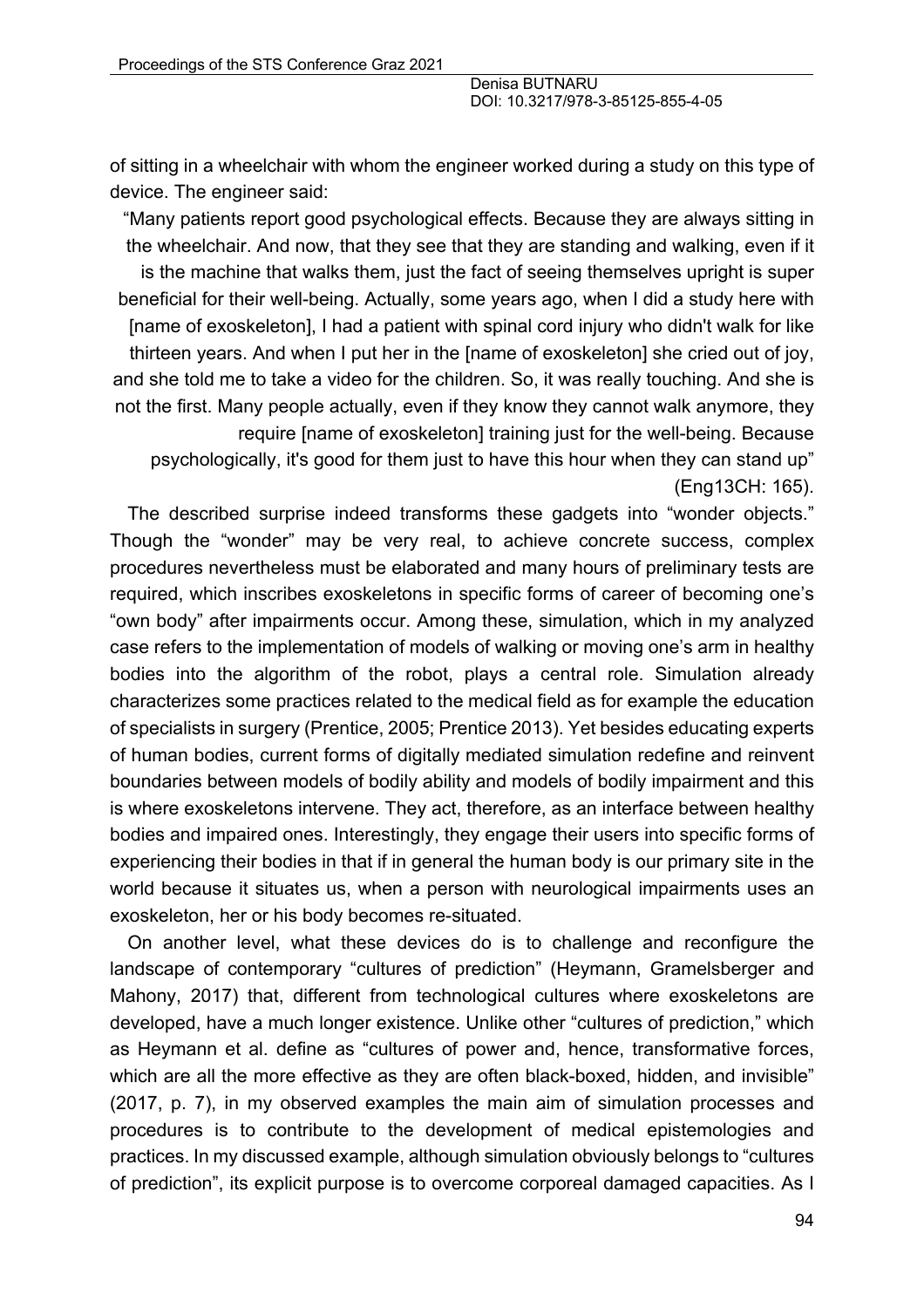of sitting in a wheelchair with whom the engineer worked during a study on this type of device. The engineer said:

> "Many patients report good psychological effects. Because they are always sitting in the wheelchair. And now, that they see that they are standing and walking, even if it is the machine that walks them, just the fact of seeing themselves upright is super beneficial for their well-being. Actually, some years ago, when I did a study here with [name of exoskeleton], I had a patient with spinal cord injury who didn't walk for like thirteen years. And when I put her in the [name of exoskeleton] she cried out of joy, and she told me to take a video for the children. So, it was really touching. And she is not the first. Many people actually, even if they know they cannot walk anymore, they require [name of exoskeleton] training just for the well-being. Because psychologically, it's good for them just to have this hour when they can stand up" (Eng13CH: 165).

The described surprise indeed transforms these gadgets into "wonder objects." Though the "wonder" may be very real, to achieve concrete success, complex procedures nevertheless must be elaborated and many hours of preliminary tests are required, which inscribes exoskeletons in specific forms of career of becoming one's "own body" after impairments occur. Among these, simulation, which in my analyzed case refers to the implementation of models of walking or moving one's arm in healthy bodies into the algorithm of the robot, plays a central role. Simulation already characterizes some practices related to the medical field as for example the education of specialists in surgery (Prentice, 2005; Prentice 2013). Yet besides educating experts of human bodies, current forms of digitally mediated simulation redefine and reinvent boundaries between models of bodily ability and models of bodily impairment and this is where exoskeletons intervene. They act, therefore, as an interface between healthy bodies and impaired ones. Interestingly, they engage their users into specific forms of experiencing their bodies in that if in general the human body is our primary site in the world because it situates us, when a person with neurological impairments uses an exoskeleton, her or his body becomes re-situated.

On another level, what these devices do is to challenge and reconfigure the landscape of contemporary "cultures of prediction" (Heymann, Gramelsberger and Mahony, 2017) that, different from technological cultures where exoskeletons are developed, have a much longer existence. Unlike other "cultures of prediction," which as Heymann et al. define as "cultures of power and, hence, transformative forces, which are all the more effective as they are often black-boxed, hidden, and invisible" (2017, p. 7), in my observed examples the main aim of simulation processes and procedures is to contribute to the development of medical epistemologies and practices. In my discussed example, although simulation obviously belongs to "cultures of prediction", its explicit purpose is to overcome corporeal damaged capacities. As I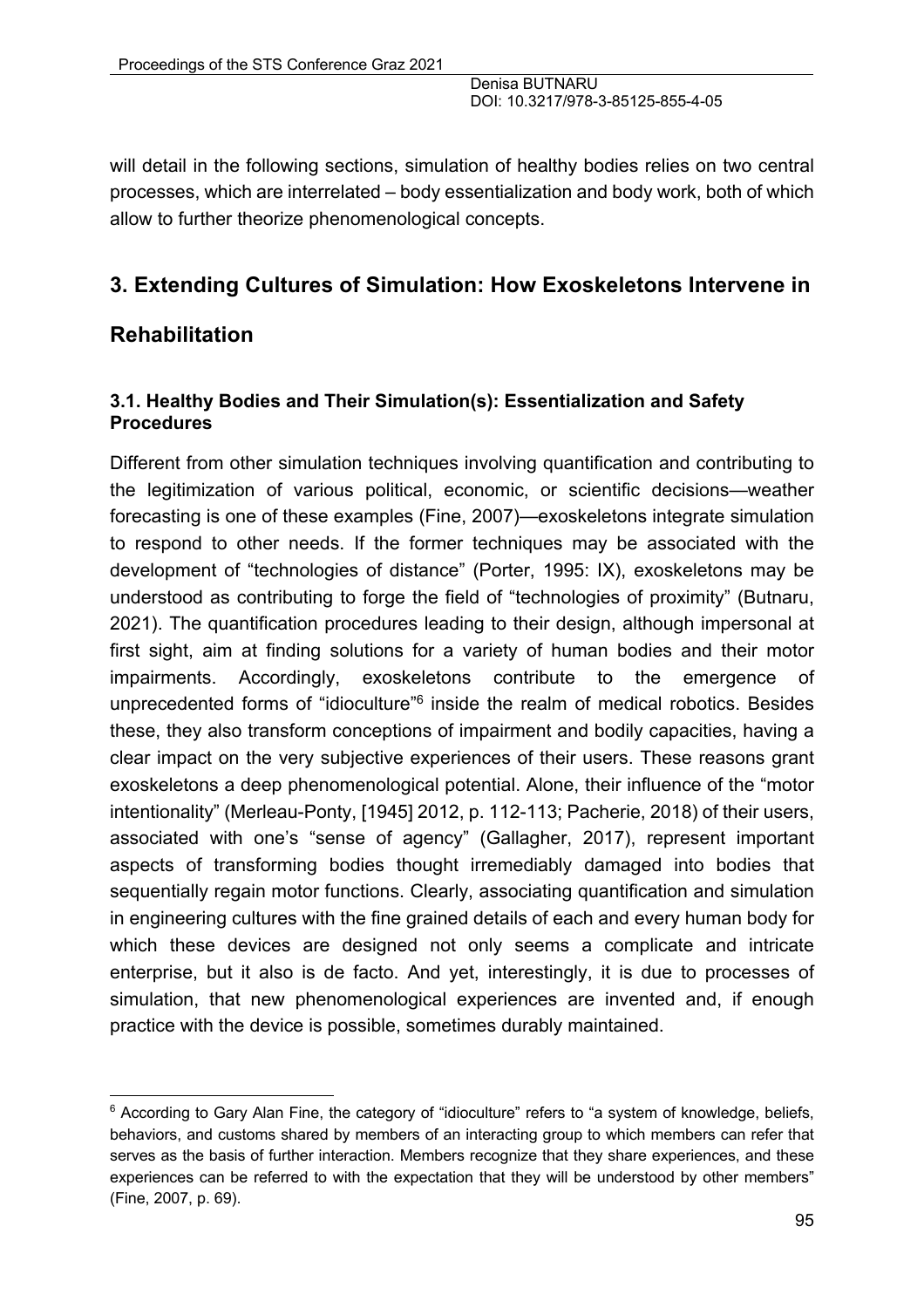will detail in the following sections, simulation of healthy bodies relies on two central processes, which are interrelated – body essentialization and body work, both of which allow to further theorize phenomenological concepts.

## 3. Extending Cultures of Simulation: How Exoskeletons Intervene in Rehabilitation

### 3.1. Healthy Bodies and Their Simulation(s): Essentialization and Safety Procedures

Different from other simulation techniques involving quantification and contributing to the legitimization of various political, economic, or scientific decisions—weather forecasting is one of these examples (Fine, 2007)—exoskeletons integrate simulation to respond to other needs. If the former techniques may be associated with the development of "technologies of distance" (Porter, 1995: IX), exoskeletons may be understood as contributing to forge the field of "technologies of proximity" (Butnaru, 2021). The quantification procedures leading to their design, although impersonal at first sight, aim at finding solutions for a variety of human bodies and their motor impairments. Accordingly, exoskeletons contribute to the emergence of unprecedented forms of "idioculture"[6] inside the realm of medical robotics. Besides these, they also transform conceptions of impairment and bodily capacities, having a clear impact on the very subjective experiences of their users. These reasons grant exoskeletons a deep phenomenological potential. Alone, their influence of the "motor intentionality" (Merleau-Ponty, [1945] 2012, p. 112-113; Pacherie, 2018) of their users, associated with one's "sense of agency" (Gallagher, 2017), represent important aspects of transforming bodies thought irremediably damaged into bodies that sequentially regain motor functions. Clearly, associating quantification and simulation in engineering cultures with the fine grained details of each and every human body for which these devices are designed not only seems a complicate and intricate enterprise, but it also is de facto. And yet, interestingly, it is due to processes of simulation, that new phenomenological experiences are invented and, if enough practice with the device is possible, sometimes durably maintained.

[6] According to Gary Alan Fine, the category of "idioculture" refers to "a system of knowledge, beliefs, behaviors, and customs shared by members of an interacting group to which members can refer that serves as the basis of further interaction. Members recognize that they share experiences, and these experiences can be referred to with the expectation that they will be understood by other members" (Fine, 2007, p. 69).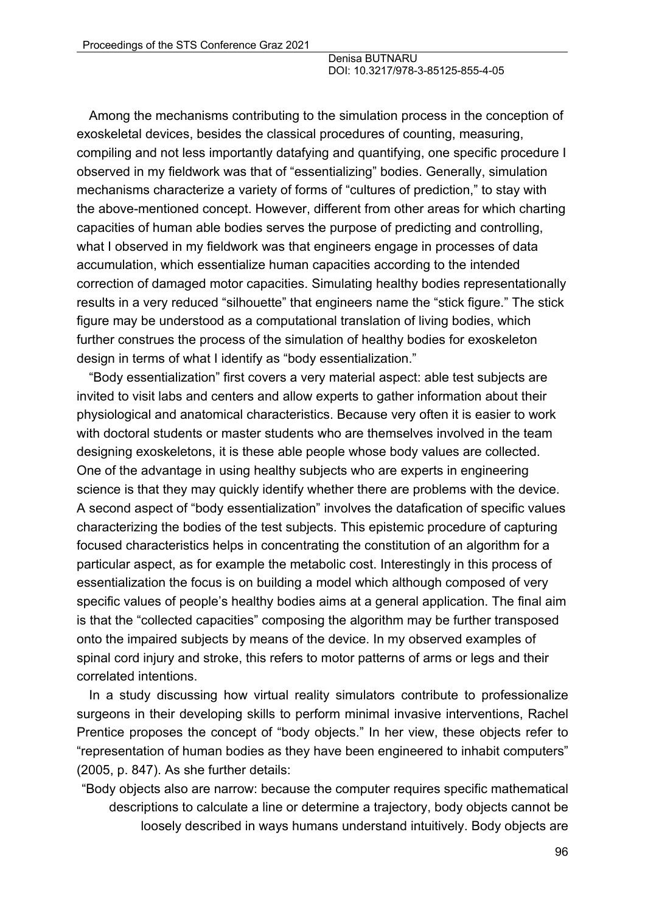Among the mechanisms contributing to the simulation process in the conception of exoskeletal devices, besides the classical procedures of counting, measuring, compiling and not less importantly datafying and quantifying, one specific procedure I observed in my fieldwork was that of "essentializing" bodies. Generally, simulation mechanisms characterize a variety of forms of "cultures of prediction," to stay with the above-mentioned concept. However, different from other areas for which charting capacities of human able bodies serves the purpose of predicting and controlling, what I observed in my fieldwork was that engineers engage in processes of data accumulation, which essentialize human capacities according to the intended correction of damaged motor capacities. Simulating healthy bodies representationally results in a very reduced "silhouette" that engineers name the "stick figure." The stick figure may be understood as a computational translation of living bodies, which further construes the process of the simulation of healthy bodies for exoskeleton design in terms of what I identify as "body essentialization."

"Body essentialization" first covers a very material aspect: able test subjects are invited to visit labs and centers and allow experts to gather information about their physiological and anatomical characteristics. Because very often it is easier to work with doctoral students or master students who are themselves involved in the team designing exoskeletons, it is these able people whose body values are collected. One of the advantage in using healthy subjects who are experts in engineering science is that they may quickly identify whether there are problems with the device. A second aspect of "body essentialization" involves the datafication of specific values characterizing the bodies of the test subjects. This epistemic procedure of capturing focused characteristics helps in concentrating the constitution of an algorithm for a particular aspect, as for example the metabolic cost. Interestingly in this process of essentialization the focus is on building a model which although composed of very specific values of people's healthy bodies aims at a general application. The final aim is that the "collected capacities" composing the algorithm may be further transposed onto the impaired subjects by means of the device. In my observed examples of spinal cord injury and stroke, this refers to motor patterns of arms or legs and their correlated intentions.

In a study discussing how virtual reality simulators contribute to professionalize surgeons in their developing skills to perform minimal invasive interventions, Rachel Prentice proposes the concept of "body objects." In her view, these objects refer to "representation of human bodies as they have been engineered to inhabit computers" (2005, p. 847). As she further details:

> "Body objects also are narrow: because the computer requires specific mathematical descriptions to calculate a line or determine a trajectory, body objects cannot be loosely described in ways humans understand intuitively. Body objects are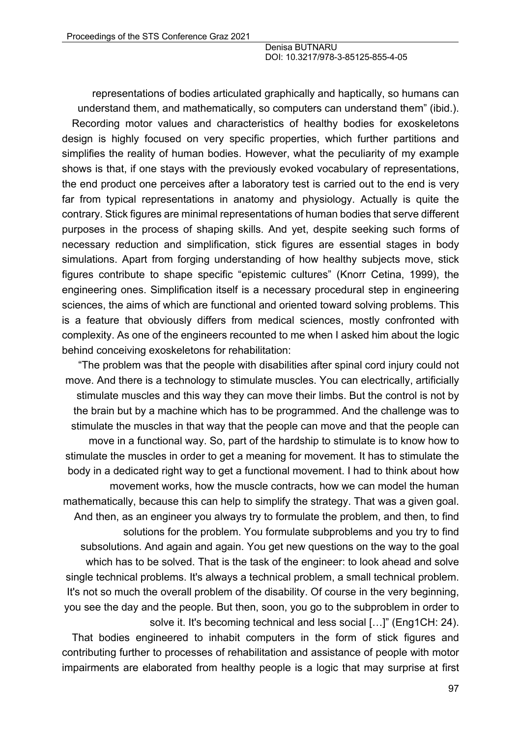representations of bodies articulated graphically and haptically, so humans can understand them, and mathematically, so computers can understand them" (ibid.).

Recording motor values and characteristics of healthy bodies for exoskeletons design is highly focused on very specific properties, which further partitions and simplifies the reality of human bodies. However, what the peculiarity of my example shows is that, if one stays with the previously evoked vocabulary of representations, the end product one perceives after a laboratory test is carried out to the end is very far from typical representations in anatomy and physiology. Actually is quite the contrary. Stick figures are minimal representations of human bodies that serve different purposes in the process of shaping skills. And yet, despite seeking such forms of necessary reduction and simplification, stick figures are essential stages in body simulations. Apart from forging understanding of how healthy subjects move, stick figures contribute to shape specific "epistemic cultures" (Knorr Cetina, 1999), the engineering ones. Simplification itself is a necessary procedural step in engineering sciences, the aims of which are functional and oriented toward solving problems. This is a feature that obviously differs from medical sciences, mostly confronted with complexity. As one of the engineers recounted to me when I asked him about the logic behind conceiving exoskeletons for rehabilitation:

> "The problem was that the people with disabilities after spinal cord injury could not move. And there is a technology to stimulate muscles. You can electrically, artificially stimulate muscles and this way they can move their limbs. But the control is not by the brain but by a machine which has to be programmed. And the challenge was to stimulate the muscles in that way that the people can move and that the people can move in a functional way. So, part of the hardship to stimulate is to know how to stimulate the muscles in order to get a meaning for movement. It has to stimulate the body in a dedicated right way to get a functional movement. I had to think about how movement works, how the muscle contracts, how we can model the human mathematically, because this can help to simplify the strategy. That was a given goal. And then, as an engineer you always try to formulate the problem, and then, to find solutions for the problem. You formulate subproblems and you try to find subsolutions. And again and again. You get new questions on the way to the goal which has to be solved. That is the task of the engineer: to look ahead and solve single technical problems. It's always a technical problem, a small technical problem. It's not so much the overall problem of the disability. Of course in the very beginning, you see the day and the people. But then, soon, you go to the subproblem in order to solve it. It's becoming technical and less social […]" (Eng1CH: 24).

That bodies engineered to inhabit computers in the form of stick figures and contributing further to processes of rehabilitation and assistance of people with motor impairments are elaborated from healthy people is a logic that may surprise at first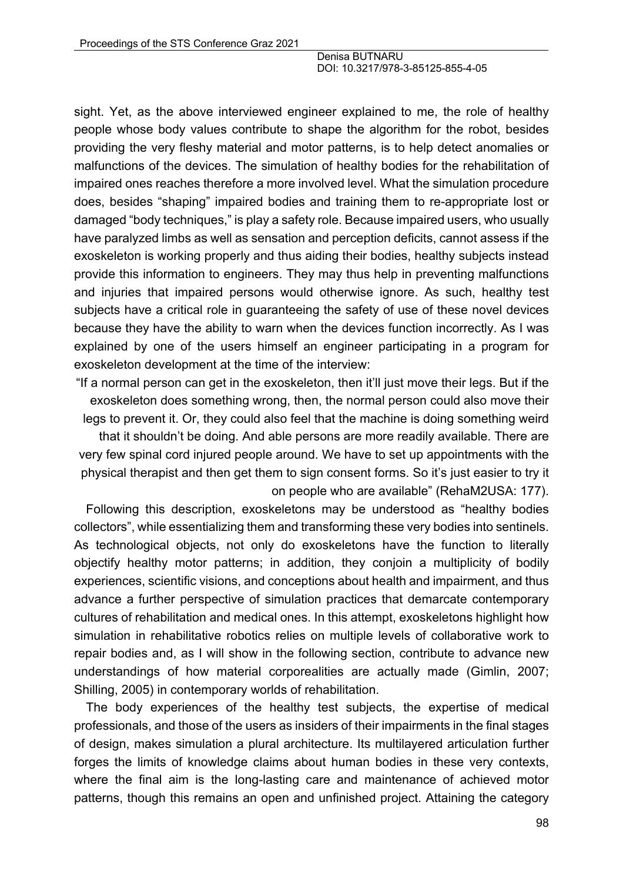sight. Yet, as the above interviewed engineer explained to me, the role of healthy people whose body values contribute to shape the algorithm for the robot, besides providing the very fleshy material and motor patterns, is to help detect anomalies or malfunctions of the devices. The simulation of healthy bodies for the rehabilitation of impaired ones reaches therefore a more involved level. What the simulation procedure does, besides "shaping" impaired bodies and training them to re-appropriate lost or damaged "body techniques," is play a safety role. Because impaired users, who usually have paralyzed limbs as well as sensation and perception deficits, cannot assess if the exoskeleton is working properly and thus aiding their bodies, healthy subjects instead provide this information to engineers. They may thus help in preventing malfunctions and injuries that impaired persons would otherwise ignore. As such, healthy test subjects have a critical role in guaranteeing the safety of use of these novel devices because they have the ability to warn when the devices function incorrectly. As I was explained by one of the users himself an engineer participating in a program for exoskeleton development at the time of the interview:

> "If a normal person can get in the exoskeleton, then it'll just move their legs. But if the exoskeleton does something wrong, then, the normal person could also move their legs to prevent it. Or, they could also feel that the machine is doing something weird that it shouldn't be doing. And able persons are more readily available. There are very few spinal cord injured people around. We have to set up appointments with the physical therapist and then get them to sign consent forms. So it's just easier to try it on people who are available" (RehaM2USA: 177).

Following this description, exoskeletons may be understood as "healthy bodies collectors", while essentializing them and transforming these very bodies into sentinels. As technological objects, not only do exoskeletons have the function to literally objectify healthy motor patterns; in addition, they conjoin a multiplicity of bodily experiences, scientific visions, and conceptions about health and impairment, and thus advance a further perspective of simulation practices that demarcate contemporary cultures of rehabilitation and medical ones. In this attempt, exoskeletons highlight how simulation in rehabilitative robotics relies on multiple levels of collaborative work to repair bodies and, as I will show in the following section, contribute to advance new understandings of how material corporealities are actually made (Gimlin, 2007; Shilling, 2005) in contemporary worlds of rehabilitation.

The body experiences of the healthy test subjects, the expertise of medical professionals, and those of the users as insiders of their impairments in the final stages of design, makes simulation a plural architecture. Its multilayered articulation further forges the limits of knowledge claims about human bodies in these very contexts, where the final aim is the long-lasting care and maintenance of achieved motor patterns, though this remains an open and unfinished project. Attaining the category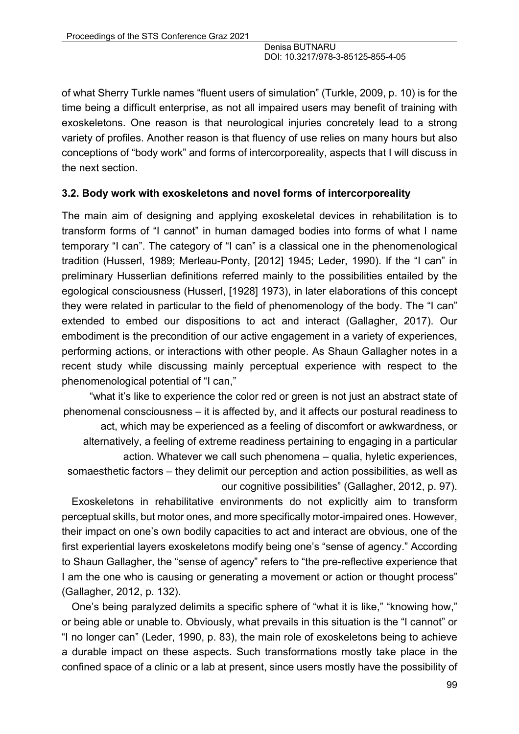of what Sherry Turkle names “fluent users of simulation” (Turkle, 2009, p. 10) is for the time being a difficult enterprise, as not all impaired users may benefit of training with exoskeletons. One reason is that neurological injuries concretely lead to a strong variety of profiles. Another reason is that fluency of use relies on many hours but also conceptions of “body work” and forms of intercorporeality, aspects that I will discuss in the next section.

### 3.2. Body work with exoskeletons and novel forms of intercorporeality

The main aim of designing and applying exoskeletal devices in rehabilitation is to transform forms of “I cannot” in human damaged bodies into forms of what I name temporary “I can”. The category of “I can” is a classical one in the phenomenological tradition (Husserl, 1989; Merleau-Ponty, [2012] 1945; Leder, 1990). If the “I can” in preliminary Husserlian definitions referred mainly to the possibilities entailed by the egological consciousness (Husserl, [1928] 1973), in later elaborations of this concept they were related in particular to the field of phenomenology of the body. The “I can” extended to embed our dispositions to act and interact (Gallagher, 2017). Our embodiment is the precondition of our active engagement in a variety of experiences, performing actions, or interactions with other people. As Shaun Gallagher notes in a recent study while discussing mainly perceptual experience with respect to the phenomenological potential of “I can,”

> “what it’s like to experience the color red or green is not just an abstract state of phenomenal consciousness – it is affected by, and it affects our postural readiness to act, which may be experienced as a feeling of discomfort or awkwardness, or alternatively, a feeling of extreme readiness pertaining to engaging in a particular action. Whatever we call such phenomena – qualia, hyletic experiences, somaesthetic factors – they delimit our perception and action possibilities, as well as our cognitive possibilities” (Gallagher, 2012, p. 97).

Exoskeletons in rehabilitative environments do not explicitly aim to transform perceptual skills, but motor ones, and more specifically motor-impaired ones. However, their impact on one’s own bodily capacities to act and interact are obvious, one of the first experiential layers exoskeletons modify being one’s “sense of agency.” According to Shaun Gallagher, the “sense of agency” refers to “the pre-reflective experience that I am the one who is causing or generating a movement or action or thought process” (Gallagher, 2012, p. 132).

One’s being paralyzed delimits a specific sphere of “what it is like,” “knowing how,” or being able or unable to. Obviously, what prevails in this situation is the “I cannot” or “I no longer can” (Leder, 1990, p. 83), the main role of exoskeletons being to achieve a durable impact on these aspects. Such transformations mostly take place in the confined space of a clinic or a lab at present, since users mostly have the possibility of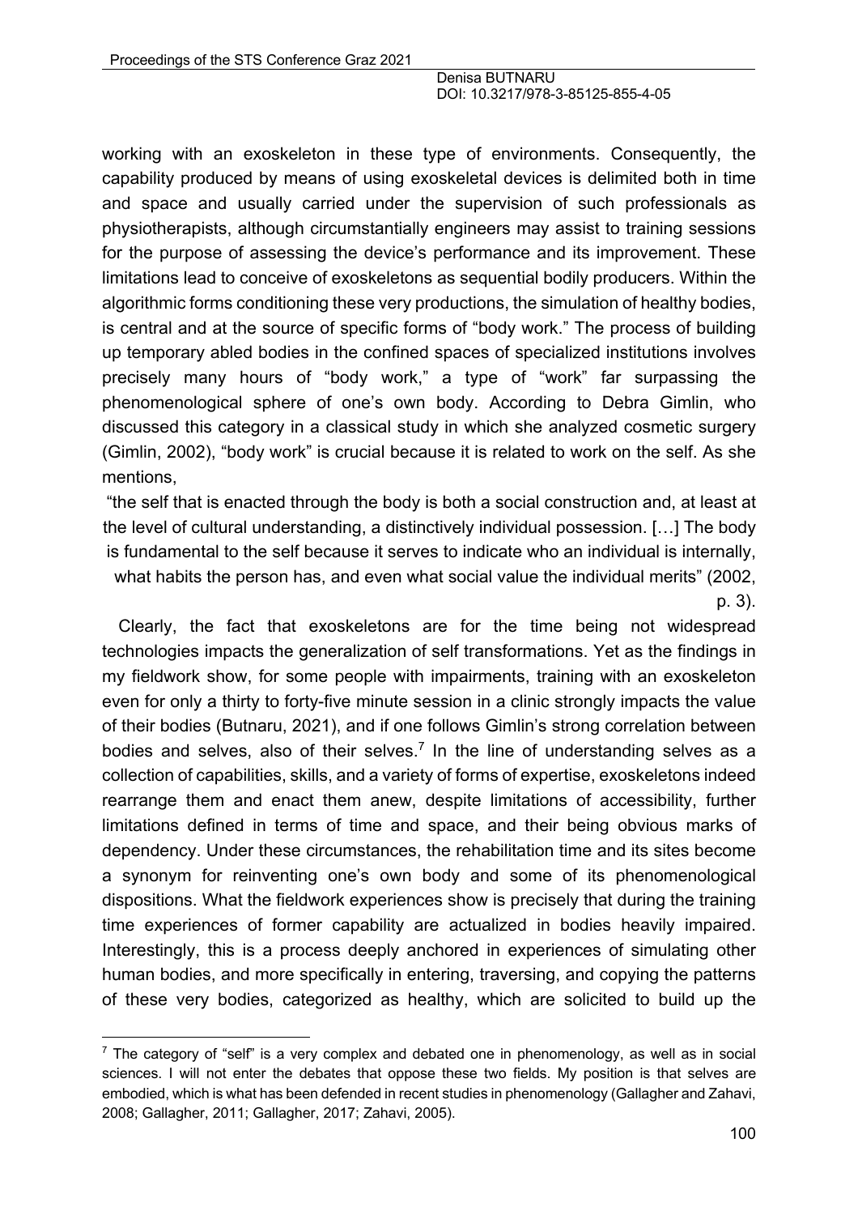working with an exoskeleton in these type of environments. Consequently, the capability produced by means of using exoskeletal devices is delimited both in time and space and usually carried under the supervision of such professionals as physiotherapists, although circumstantially engineers may assist to training sessions for the purpose of assessing the device's performance and its improvement. These limitations lead to conceive of exoskeletons as sequential bodily producers. Within the algorithmic forms conditioning these very productions, the simulation of healthy bodies, is central and at the source of specific forms of "body work." The process of building up temporary abled bodies in the confined spaces of specialized institutions involves precisely many hours of "body work," a type of "work" far surpassing the phenomenological sphere of one's own body. According to Debra Gimlin, who discussed this category in a classical study in which she analyzed cosmetic surgery (Gimlin, 2002), "body work" is crucial because it is related to work on the self. As she mentions,

> "the self that is enacted through the body is both a social construction and, at least at the level of cultural understanding, a distinctively individual possession. […] The body is fundamental to the self because it serves to indicate who an individual is internally, what habits the person has, and even what social value the individual merits" (2002, p. 3).

Clearly, the fact that exoskeletons are for the time being not widespread technologies impacts the generalization of self transformations. Yet as the findings in my fieldwork show, for some people with impairments, training with an exoskeleton even for only a thirty to forty-five minute session in a clinic strongly impacts the value of their bodies (Butnaru, 2021), and if one follows Gimlin's strong correlation between bodies and selves, also of their selves.[7] In the line of understanding selves as a collection of capabilities, skills, and a variety of forms of expertise, exoskeletons indeed rearrange them and enact them anew, despite limitations of accessibility, further limitations defined in terms of time and space, and their being obvious marks of dependency. Under these circumstances, the rehabilitation time and its sites become a synonym for reinventing one's own body and some of its phenomenological dispositions. What the fieldwork experiences show is precisely that during the training time experiences of former capability are actualized in bodies heavily impaired. Interestingly, this is a process deeply anchored in experiences of simulating other human bodies, and more specifically in entering, traversing, and copying the patterns of these very bodies, categorized as healthy, which are solicited to build up the

[7] The category of "self" is a very complex and debated one in phenomenology, as well as in social sciences. I will not enter the debates that oppose these two fields. My position is that selves are embodied, which is what has been defended in recent studies in phenomenology (Gallagher and Zahavi, 2008; Gallagher, 2011; Gallagher, 2017; Zahavi, 2005).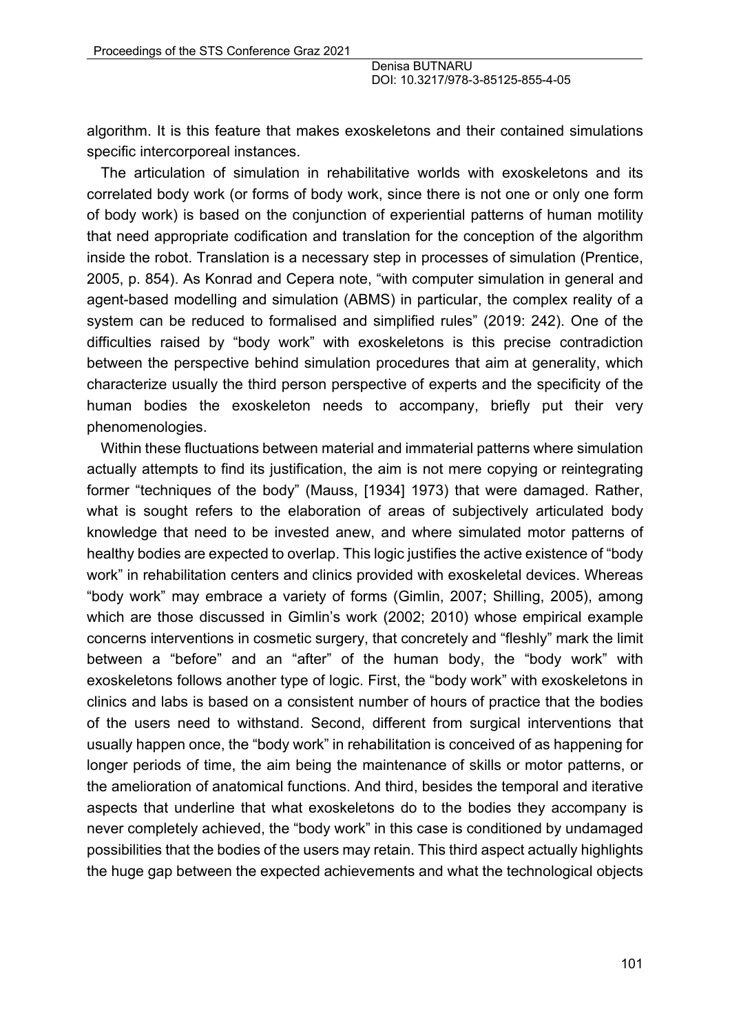algorithm. It is this feature that makes exoskeletons and their contained simulations specific intercorporeal instances.

The articulation of simulation in rehabilitative worlds with exoskeletons and its correlated body work (or forms of body work, since there is not one or only one form of body work) is based on the conjunction of experiential patterns of human motility that need appropriate codification and translation for the conception of the algorithm inside the robot. Translation is a necessary step in processes of simulation (Prentice, 2005, p. 854). As Konrad and Cepera note, "with computer simulation in general and agent-based modelling and simulation (ABMS) in particular, the complex reality of a system can be reduced to formalised and simplified rules" (2019: 242). One of the difficulties raised by "body work" with exoskeletons is this precise contradiction between the perspective behind simulation procedures that aim at generality, which characterize usually the third person perspective of experts and the specificity of the human bodies the exoskeleton needs to accompany, briefly put their very phenomenologies.

Within these fluctuations between material and immaterial patterns where simulation actually attempts to find its justification, the aim is not mere copying or reintegrating former "techniques of the body" (Mauss, [1934] 1973) that were damaged. Rather, what is sought refers to the elaboration of areas of subjectively articulated body knowledge that need to be invested anew, and where simulated motor patterns of healthy bodies are expected to overlap. This logic justifies the active existence of "body work" in rehabilitation centers and clinics provided with exoskeletal devices. Whereas "body work" may embrace a variety of forms (Gimlin, 2007; Shilling, 2005), among which are those discussed in Gimlin's work (2002; 2010) whose empirical example concerns interventions in cosmetic surgery, that concretely and "fleshly" mark the limit between a "before" and an "after" of the human body, the "body work" with exoskeletons follows another type of logic. First, the "body work" with exoskeletons in clinics and labs is based on a consistent number of hours of practice that the bodies of the users need to withstand. Second, different from surgical interventions that usually happen once, the "body work" in rehabilitation is conceived of as happening for longer periods of time, the aim being the maintenance of skills or motor patterns, or the amelioration of anatomical functions. And third, besides the temporal and iterative aspects that underline that what exoskeletons do to the bodies they accompany is never completely achieved, the "body work" in this case is conditioned by undamaged possibilities that the bodies of the users may retain. This third aspect actually highlights the huge gap between the expected achievements and what the technological objects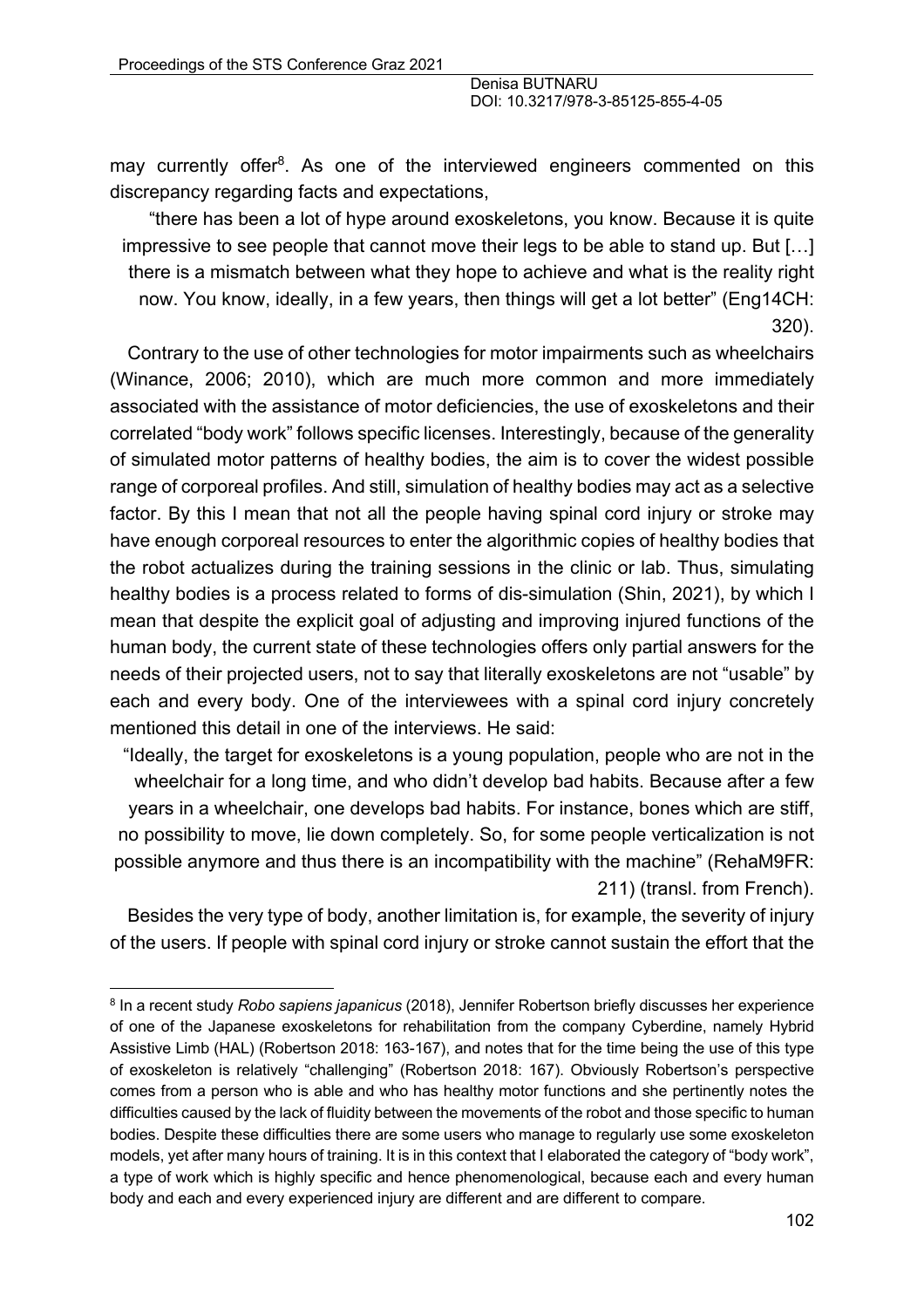may currently offer[8]. As one of the interviewed engineers commented on this discrepancy regarding facts and expectations,

> "there has been a lot of hype around exoskeletons, you know. Because it is quite impressive to see people that cannot move their legs to be able to stand up. But […] there is a mismatch between what they hope to achieve and what is the reality right now. You know, ideally, in a few years, then things will get a lot better" (Eng14CH: 320).

Contrary to the use of other technologies for motor impairments such as wheelchairs (Winance, 2006; 2010), which are much more common and more immediately associated with the assistance of motor deficiencies, the use of exoskeletons and their correlated "body work" follows specific licenses. Interestingly, because of the generality of simulated motor patterns of healthy bodies, the aim is to cover the widest possible range of corporeal profiles. And still, simulation of healthy bodies may act as a selective factor. By this I mean that not all the people having spinal cord injury or stroke may have enough corporeal resources to enter the algorithmic copies of healthy bodies that the robot actualizes during the training sessions in the clinic or lab. Thus, simulating healthy bodies is a process related to forms of dis-simulation (Shin, 2021), by which I mean that despite the explicit goal of adjusting and improving injured functions of the human body, the current state of these technologies offers only partial answers for the needs of their projected users, not to say that literally exoskeletons are not "usable" by each and every body. One of the interviewees with a spinal cord injury concretely mentioned this detail in one of the interviews. He said:

> "Ideally, the target for exoskeletons is a young population, people who are not in the wheelchair for a long time, and who didn't develop bad habits. Because after a few years in a wheelchair, one develops bad habits. For instance, bones which are stiff, no possibility to move, lie down completely. So, for some people verticalization is not possible anymore and thus there is an incompatibility with the machine" (RehaM9FR: 211) (transl. from French).

Besides the very type of body, another limitation is, for example, the severity of injury of the users. If people with spinal cord injury or stroke cannot sustain the effort that the

---

[8] In a recent study *Robo sapiens japanicus* (2018), Jennifer Robertson briefly discusses her experience of one of the Japanese exoskeletons for rehabilitation from the company Cyberdine, namely Hybrid Assistive Limb (HAL) (Robertson 2018: 163-167), and notes that for the time being the use of this type of exoskeleton is relatively "challenging" (Robertson 2018: 167). Obviously Robertson's perspective comes from a person who is able and who has healthy motor functions and she pertinently notes the difficulties caused by the lack of fluidity between the movements of the robot and those specific to human bodies. Despite these difficulties there are some users who manage to regularly use some exoskeleton models, yet after many hours of training. It is in this context that I elaborated the category of "body work", a type of work which is highly specific and hence phenomenological, because each and every human body and each and every experienced injury are different and are different to compare.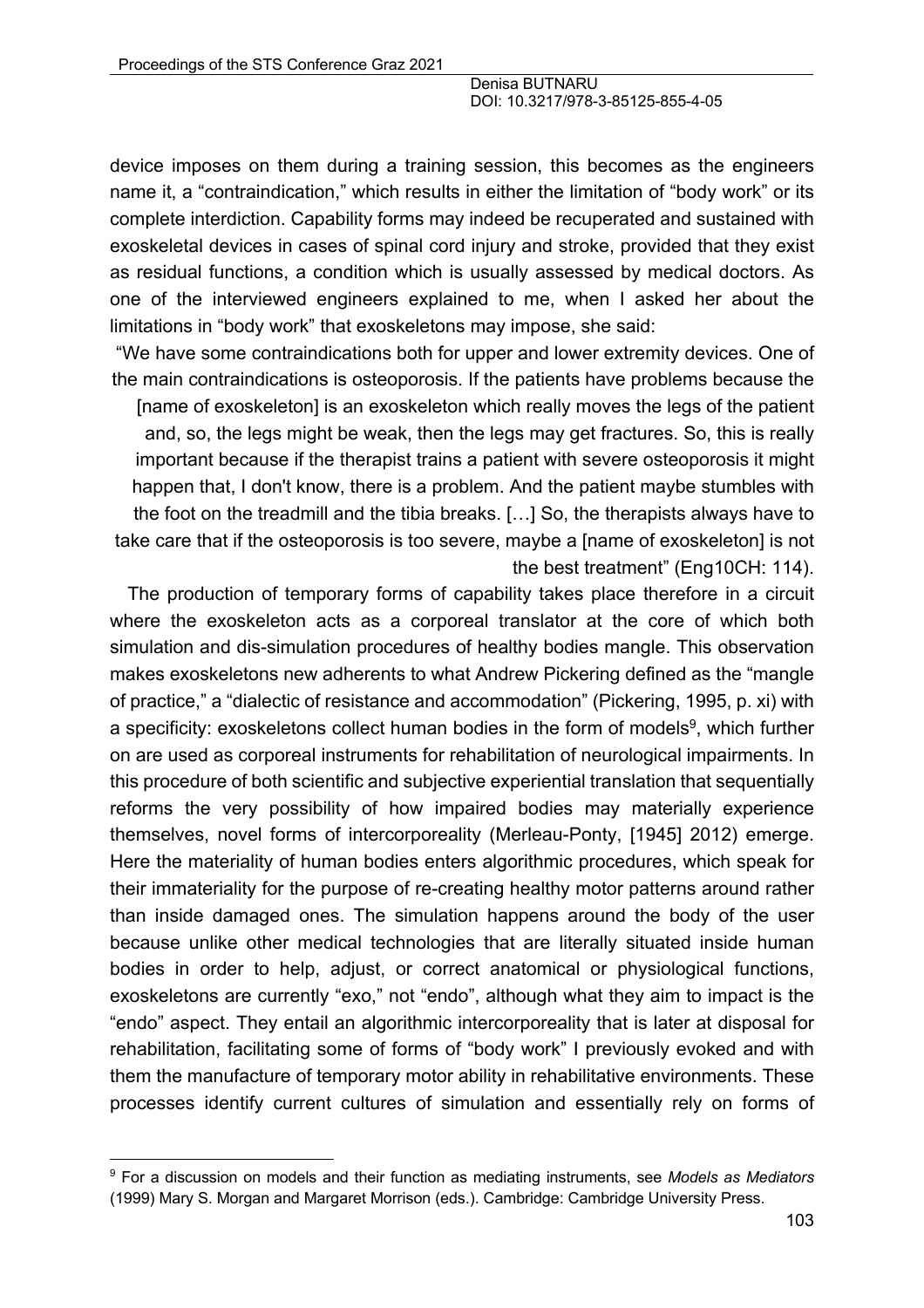device imposes on them during a training session, this becomes as the engineers name it, a "contraindication," which results in either the limitation of "body work" or its complete interdiction. Capability forms may indeed be recuperated and sustained with exoskeletal devices in cases of spinal cord injury and stroke, provided that they exist as residual functions, a condition which is usually assessed by medical doctors. As one of the interviewed engineers explained to me, when I asked her about the limitations in "body work" that exoskeletons may impose, she said:

> "We have some contraindications both for upper and lower extremity devices. One of the main contraindications is osteoporosis. If the patients have problems because the [name of exoskeleton] is an exoskeleton which really moves the legs of the patient and, so, the legs might be weak, then the legs may get fractures. So, this is really important because if the therapist trains a patient with severe osteoporosis it might happen that, I don't know, there is a problem. And the patient maybe stumbles with the foot on the treadmill and the tibia breaks. […] So, the therapists always have to take care that if the osteoporosis is too severe, maybe a [name of exoskeleton] is not the best treatment" (Eng10CH: 114).

The production of temporary forms of capability takes place therefore in a circuit where the exoskeleton acts as a corporeal translator at the core of which both simulation and dis-simulation procedures of healthy bodies mangle. This observation makes exoskeletons new adherents to what Andrew Pickering defined as the "mangle of practice," a "dialectic of resistance and accommodation" (Pickering, 1995, p. xi) with a specificity: exoskeletons collect human bodies in the form of models[9], which further on are used as corporeal instruments for rehabilitation of neurological impairments. In this procedure of both scientific and subjective experiential translation that sequentially reforms the very possibility of how impaired bodies may materially experience themselves, novel forms of intercorporeality (Merleau-Ponty, [1945] 2012) emerge. Here the materiality of human bodies enters algorithmic procedures, which speak for their immateriality for the purpose of re-creating healthy motor patterns around rather than inside damaged ones. The simulation happens around the body of the user because unlike other medical technologies that are literally situated inside human bodies in order to help, adjust, or correct anatomical or physiological functions, exoskeletons are currently "exo," not "endo", although what they aim to impact is the "endo" aspect. They entail an algorithmic intercorporeality that is later at disposal for rehabilitation, facilitating some of forms of "body work" I previously evoked and with them the manufacture of temporary motor ability in rehabilitative environments. These processes identify current cultures of simulation and essentially rely on forms of

---

[9] For a discussion on models and their function as mediating instruments, see *Models as Mediators* (1999) Mary S. Morgan and Margaret Morrison (eds.). Cambridge: Cambridge University Press.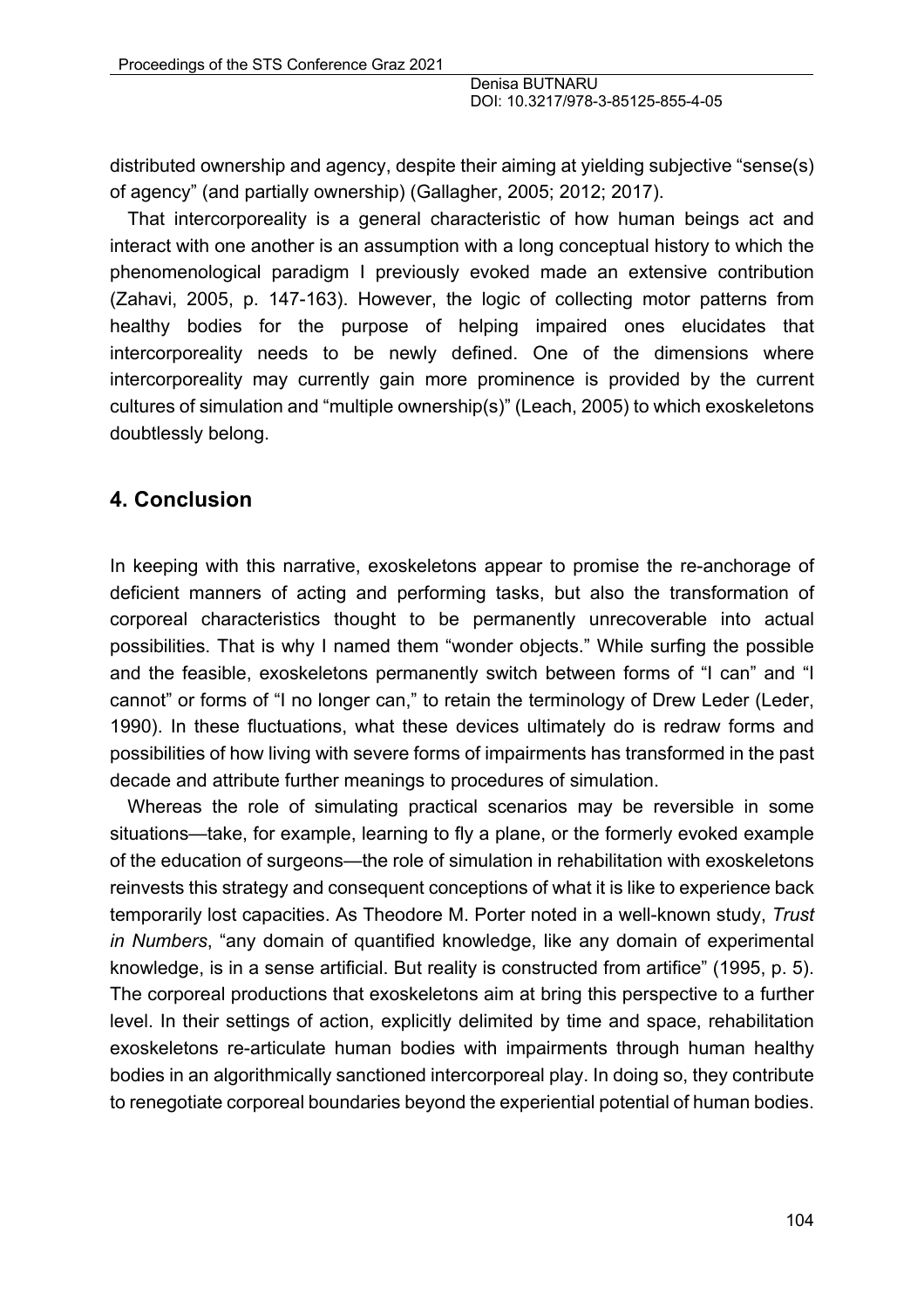distributed ownership and agency, despite their aiming at yielding subjective "sense(s) of agency" (and partially ownership) (Gallagher, 2005; 2012; 2017).

That intercorporeality is a general characteristic of how human beings act and interact with one another is an assumption with a long conceptual history to which the phenomenological paradigm I previously evoked made an extensive contribution (Zahavi, 2005, p. 147-163). However, the logic of collecting motor patterns from healthy bodies for the purpose of helping impaired ones elucidates that intercorporeality needs to be newly defined. One of the dimensions where intercorporeality may currently gain more prominence is provided by the current cultures of simulation and "multiple ownership(s)" (Leach, 2005) to which exoskeletons doubtlessly belong.

## 4. Conclusion

In keeping with this narrative, exoskeletons appear to promise the re-anchorage of deficient manners of acting and performing tasks, but also the transformation of corporeal characteristics thought to be permanently unrecoverable into actual possibilities. That is why I named them "wonder objects." While surfing the possible and the feasible, exoskeletons permanently switch between forms of "I can" and "I cannot" or forms of "I no longer can," to retain the terminology of Drew Leder (Leder, 1990). In these fluctuations, what these devices ultimately do is redraw forms and possibilities of how living with severe forms of impairments has transformed in the past decade and attribute further meanings to procedures of simulation.

Whereas the role of simulating practical scenarios may be reversible in some situations—take, for example, learning to fly a plane, or the formerly evoked example of the education of surgeons—the role of simulation in rehabilitation with exoskeletons reinvests this strategy and consequent conceptions of what it is like to experience back temporarily lost capacities. As Theodore M. Porter noted in a well-known study, *Trust in Numbers*, "any domain of quantified knowledge, like any domain of experimental knowledge, is in a sense artificial. But reality is constructed from artifice" (1995, p. 5). The corporeal productions that exoskeletons aim at bring this perspective to a further level. In their settings of action, explicitly delimited by time and space, rehabilitation exoskeletons re-articulate human bodies with impairments through human healthy bodies in an algorithmically sanctioned intercorporeal play. In doing so, they contribute to renegotiate corporeal boundaries beyond the experiential potential of human bodies.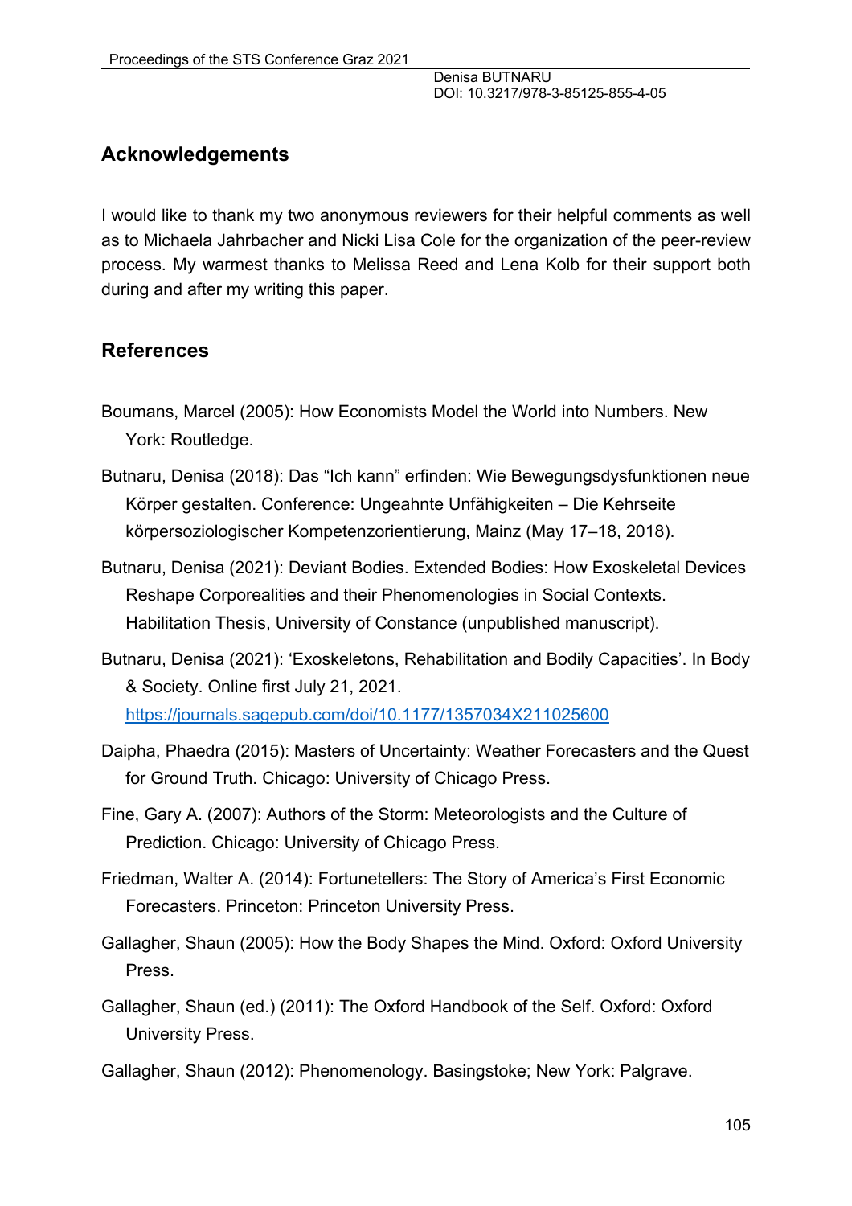## Acknowledgements

I would like to thank my two anonymous reviewers for their helpful comments as well as to Michaela Jahrbacher and Nicki Lisa Cole for the organization of the peer-review process. My warmest thanks to Melissa Reed and Lena Kolb for their support both during and after my writing this paper.

## References

Boumans, Marcel (2005): How Economists Model the World into Numbers. New York: Routledge.

Butnaru, Denisa (2018): Das "Ich kann" erfinden: Wie Bewegungsdysfunktionen neue Körper gestalten. Conference: Ungeahnte Unfähigkeiten – Die Kehrseite körpersoziologischer Kompetenzorientierung, Mainz (May 17–18, 2018).

Butnaru, Denisa (2021): Deviant Bodies. Extended Bodies: How Exoskeletal Devices Reshape Corporealities and their Phenomenologies in Social Contexts. Habilitation Thesis, University of Constance (unpublished manuscript).

Butnaru, Denisa (2021): 'Exoskeletons, Rehabilitation and Bodily Capacities'. In Body & Society. Online first July 21, 2021. https://journals.sagepub.com/doi/10.1177/1357034X211025600

Daipha, Phaedra (2015): Masters of Uncertainty: Weather Forecasters and the Quest for Ground Truth. Chicago: University of Chicago Press.

Fine, Gary A. (2007): Authors of the Storm: Meteorologists and the Culture of Prediction. Chicago: University of Chicago Press.

Friedman, Walter A. (2014): Fortunetellers: The Story of America's First Economic Forecasters. Princeton: Princeton University Press.

Gallagher, Shaun (2005): How the Body Shapes the Mind. Oxford: Oxford University Press.

Gallagher, Shaun (ed.) (2011): The Oxford Handbook of the Self. Oxford: Oxford University Press.

Gallagher, Shaun (2012): Phenomenology. Basingstoke; New York: Palgrave.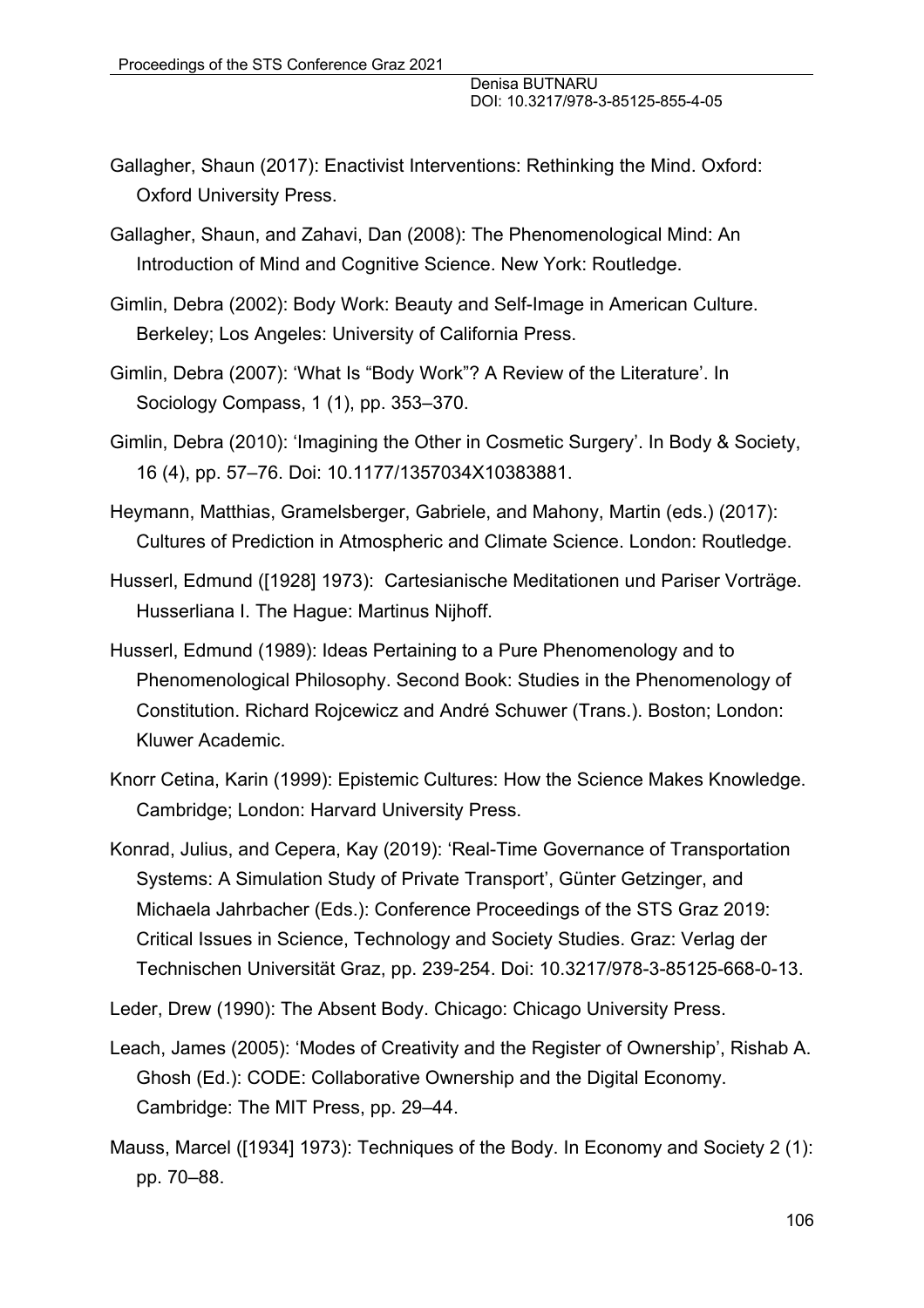Gallagher, Shaun (2017): Enactivist Interventions: Rethinking the Mind. Oxford: Oxford University Press.

Gallagher, Shaun, and Zahavi, Dan (2008): The Phenomenological Mind: An Introduction of Mind and Cognitive Science. New York: Routledge.

Gimlin, Debra (2002): Body Work: Beauty and Self-Image in American Culture. Berkeley; Los Angeles: University of California Press.

Gimlin, Debra (2007): 'What Is "Body Work"? A Review of the Literature'. In Sociology Compass, 1 (1), pp. 353–370.

Gimlin, Debra (2010): 'Imagining the Other in Cosmetic Surgery'. In Body & Society, 16 (4), pp. 57–76. Doi: 10.1177/1357034X10383881.

Heymann, Matthias, Gramelsberger, Gabriele, and Mahony, Martin (eds.) (2017): Cultures of Prediction in Atmospheric and Climate Science. London: Routledge.

Husserl, Edmund ([1928] 1973): Cartesianische Meditationen und Pariser Vorträge. Husserliana I. The Hague: Martinus Nijhoff.

Husserl, Edmund (1989): Ideas Pertaining to a Pure Phenomenology and to Phenomenological Philosophy. Second Book: Studies in the Phenomenology of Constitution. Richard Rojcewicz and André Schuwer (Trans.). Boston; London: Kluwer Academic.

Knorr Cetina, Karin (1999): Epistemic Cultures: How the Science Makes Knowledge. Cambridge; London: Harvard University Press.

Konrad, Julius, and Cepera, Kay (2019): 'Real-Time Governance of Transportation Systems: A Simulation Study of Private Transport', Günter Getzinger, and Michaela Jahrbacher (Eds.): Conference Proceedings of the STS Graz 2019: Critical Issues in Science, Technology and Society Studies. Graz: Verlag der Technischen Universität Graz, pp. 239-254. Doi: 10.3217/978-3-85125-668-0-13.

Leder, Drew (1990): The Absent Body. Chicago: Chicago University Press.

Leach, James (2005): 'Modes of Creativity and the Register of Ownership', Rishab A. Ghosh (Ed.): CODE: Collaborative Ownership and the Digital Economy. Cambridge: The MIT Press, pp. 29–44.

Mauss, Marcel ([1934] 1973): Techniques of the Body. In Economy and Society 2 (1): pp. 70–88.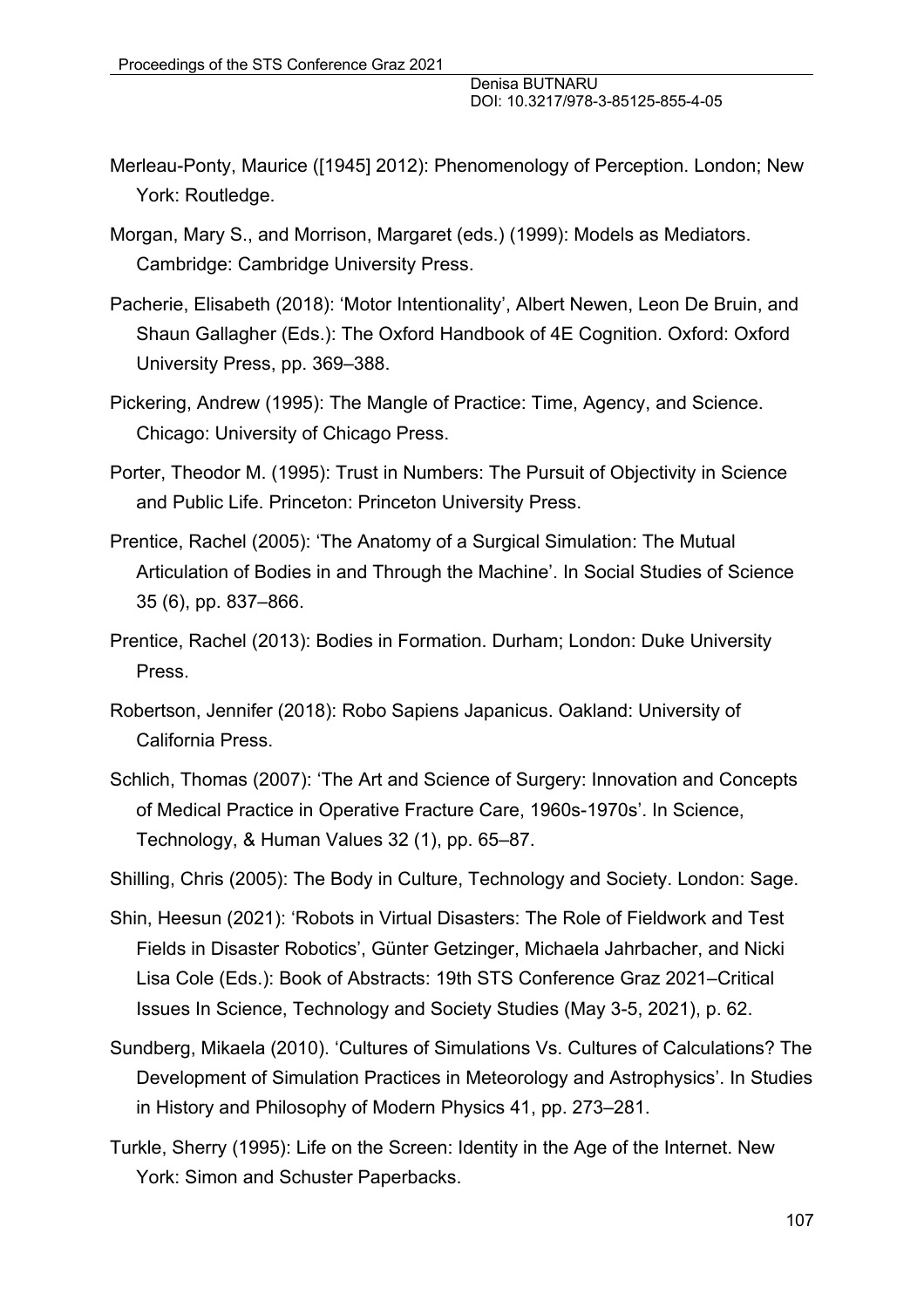Merleau-Ponty, Maurice ([1945] 2012): Phenomenology of Perception. London; New York: Routledge.

Morgan, Mary S., and Morrison, Margaret (eds.) (1999): Models as Mediators. Cambridge: Cambridge University Press.

Pacherie, Elisabeth (2018): 'Motor Intentionality', Albert Newen, Leon De Bruin, and Shaun Gallagher (Eds.): The Oxford Handbook of 4E Cognition. Oxford: Oxford University Press, pp. 369–388.

Pickering, Andrew (1995): The Mangle of Practice: Time, Agency, and Science. Chicago: University of Chicago Press.

Porter, Theodor M. (1995): Trust in Numbers: The Pursuit of Objectivity in Science and Public Life. Princeton: Princeton University Press.

Prentice, Rachel (2005): 'The Anatomy of a Surgical Simulation: The Mutual Articulation of Bodies in and Through the Machine'. In Social Studies of Science 35 (6), pp. 837–866.

Prentice, Rachel (2013): Bodies in Formation. Durham; London: Duke University Press.

Robertson, Jennifer (2018): Robo Sapiens Japanicus. Oakland: University of California Press.

Schlich, Thomas (2007): 'The Art and Science of Surgery: Innovation and Concepts of Medical Practice in Operative Fracture Care, 1960s-1970s'. In Science, Technology, & Human Values 32 (1), pp. 65–87.

Shilling, Chris (2005): The Body in Culture, Technology and Society. London: Sage.

Shin, Heesun (2021): 'Robots in Virtual Disasters: The Role of Fieldwork and Test Fields in Disaster Robotics', Günter Getzinger, Michaela Jahrbacher, and Nicki Lisa Cole (Eds.): Book of Abstracts: 19th STS Conference Graz 2021–Critical Issues In Science, Technology and Society Studies (May 3-5, 2021), p. 62.

Sundberg, Mikaela (2010). 'Cultures of Simulations Vs. Cultures of Calculations? The Development of Simulation Practices in Meteorology and Astrophysics'. In Studies in History and Philosophy of Modern Physics 41, pp. 273–281.

Turkle, Sherry (1995): Life on the Screen: Identity in the Age of the Internet. New York: Simon and Schuster Paperbacks.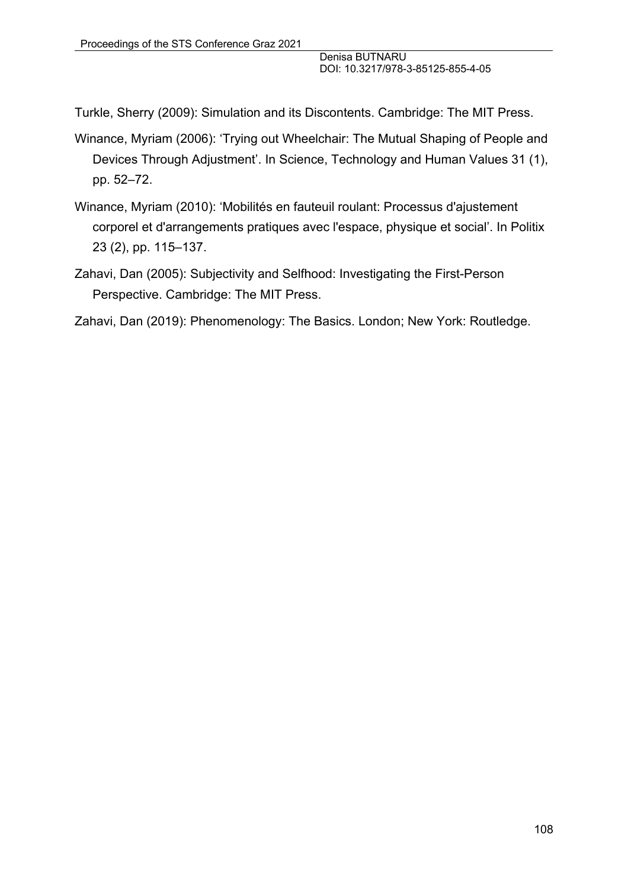Turkle, Sherry (2009): Simulation and its Discontents. Cambridge: The MIT Press.

Winance, Myriam (2006): 'Trying out Wheelchair: The Mutual Shaping of People and Devices Through Adjustment'. In Science, Technology and Human Values 31 (1), pp. 52–72.

Winance, Myriam (2010): 'Mobilités en fauteuil roulant: Processus d'ajustement corporel et d'arrangements pratiques avec l'espace, physique et social'. In Politix 23 (2), pp. 115–137.

Zahavi, Dan (2005): Subjectivity and Selfhood: Investigating the First-Person Perspective. Cambridge: The MIT Press.

Zahavi, Dan (2019): Phenomenology: The Basics. London; New York: Routledge.